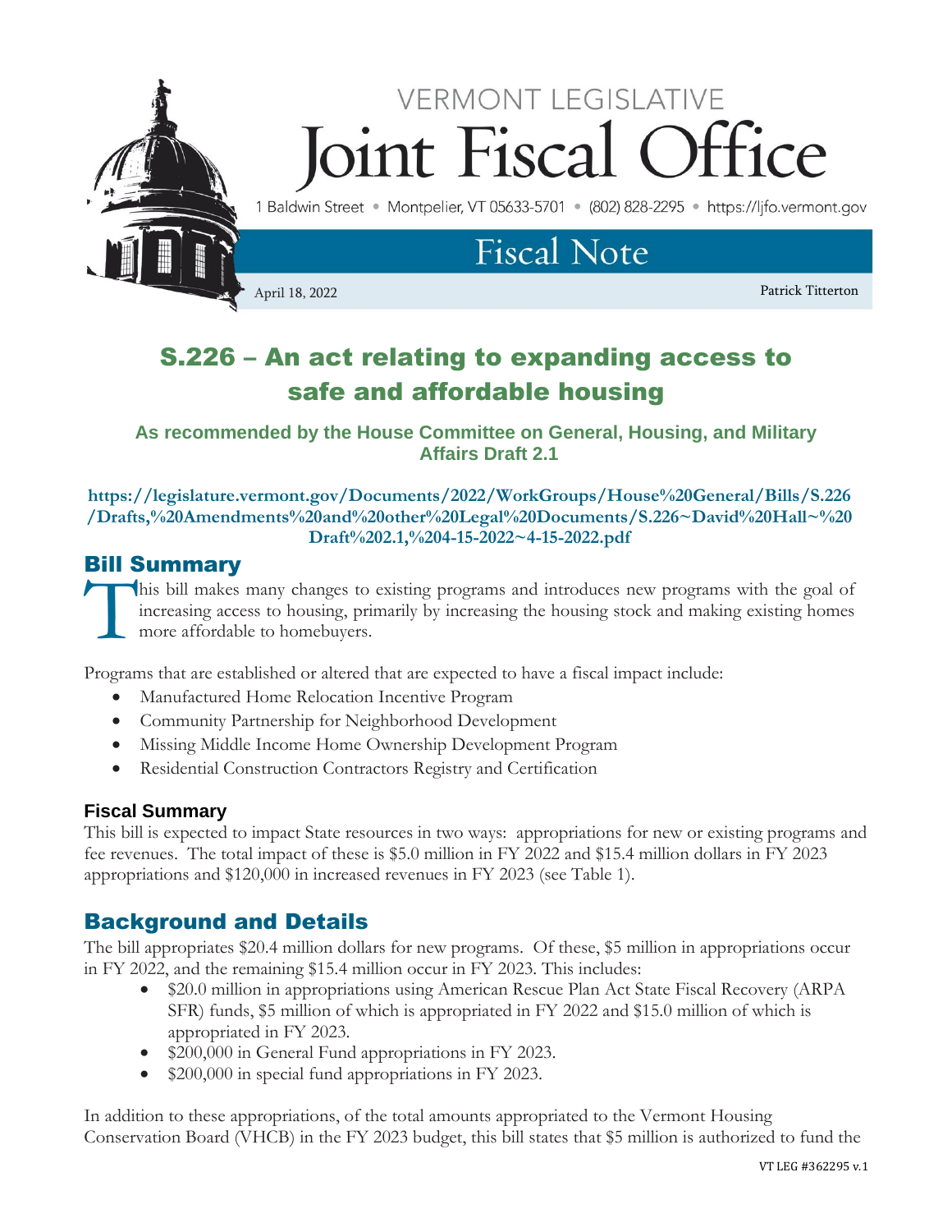# VERMONT LEGISLATIVE Joint Fiscal Office

1 Baldwin Street • Montpelier, VT 05633-5701 • (802) 828-2295 • https://ljfo.vermont.gov

## Fiscal Note

April 18, 2022 Patrick Titterton

# S.226 – An act relating to expanding access to safe and affordable housing

### As recommended by the House Committee on General, Housing, and Military Affairs Draft 2.1

**https://legislature.vermont.gov/Documents/2022/WorkGroups/House%20General/Bills/S.226/Drafts,%20Amendments%20and%20other%20Legal%20Documents/S.226~David%20Hall~%20Draft%202.1,%204-15-2022~4-15-2022.pdf**

## Bill Summary

This bill makes many changes to existing programs and introduces new programs with the goal of increasing access to housing, primarily by increasing the housing stock and making existing homes more affordable to homebuyers.

Programs that are established or altered that are expected to have a fiscal impact include:

- Manufactured Home Relocation Incentive Program
- Community Partnership for Neighborhood Development
- Missing Middle Income Home Ownership Development Program
- Residential Construction Contractors Registry and Certification

### Fiscal Summary

This bill is expected to impact State resources in two ways: appropriations for new or existing programs and fee revenues. The total impact of these is $5.0 million in FY 2022 and $15.4 million dollars in FY 2023 appropriations and $120,000 in increased revenues in FY 2023 (see Table 1).

## Background and Details

The bill appropriates $20.4 million dollars for new programs. Of these, $5 million in appropriations occur in FY 2022, and the remaining $15.4 million occur in FY 2023. This includes:

- $20.0 million in appropriations using American Rescue Plan Act State Fiscal Recovery (ARPA SFR) funds, $5 million of which is appropriated in FY 2022 and $15.0 million of which is appropriated in FY 2023.
- $200,000 in General Fund appropriations in FY 2023.
- $200,000 in special fund appropriations in FY 2023.

In addition to these appropriations, of the total amounts appropriated to the Vermont Housing Conservation Board (VHCB) in the FY 2023 budget, this bill states that $5 million is authorized to fund the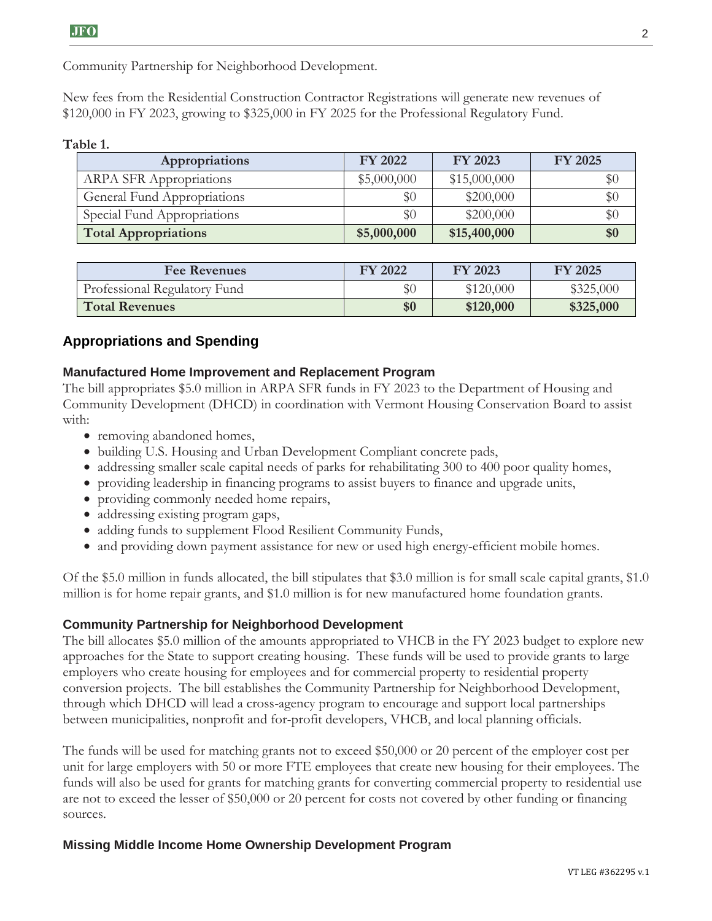Community Partnership for Neighborhood Development.

New fees from the Residential Construction Contractor Registrations will generate new revenues of $120,000 in FY 2023, growing to $325,000 in FY 2025 for the Professional Regulatory Fund.

**Table 1.**

| Appropriations | FY 2022 | FY 2023 | FY 2025 |
|---|---|---|---|
| ARPA SFR Appropriations | $5,000,000 | $15,000,000 | $0 |
| General Fund Appropriations | $0 | $200,000 | $0 |
| Special Fund Appropriations | $0 | $200,000 | $0 |
| **Total Appropriations** | **$5,000,000** | **$15,400,000** | **$0** |

| Fee Revenues | FY 2022 | FY 2023 | FY 2025 |
|---|---|---|---|
| Professional Regulatory Fund | $0 | $120,000 | $325,000 |
| **Total Revenues** | **$0** | **$120,000** | **$325,000** |

## Appropriations and Spending

### Manufactured Home Improvement and Replacement Program

The bill appropriates $5.0 million in ARPA SFR funds in FY 2023 to the Department of Housing and Community Development (DHCD) in coordination with Vermont Housing Conservation Board to assist with:

- removing abandoned homes,
- building U.S. Housing and Urban Development Compliant concrete pads,
- addressing smaller scale capital needs of parks for rehabilitating 300 to 400 poor quality homes,
- providing leadership in financing programs to assist buyers to finance and upgrade units,
- providing commonly needed home repairs,
- addressing existing program gaps,
- adding funds to supplement Flood Resilient Community Funds,
- and providing down payment assistance for new or used high energy-efficient mobile homes.

Of the $5.0 million in funds allocated, the bill stipulates that $3.0 million is for small scale capital grants, $1.0 million is for home repair grants, and $1.0 million is for new manufactured home foundation grants.

### Community Partnership for Neighborhood Development

The bill allocates $5.0 million of the amounts appropriated to VHCB in the FY 2023 budget to explore new approaches for the State to support creating housing. These funds will be used to provide grants to large employers who create housing for employees and for commercial property to residential property conversion projects. The bill establishes the Community Partnership for Neighborhood Development, through which DHCD will lead a cross-agency program to encourage and support local partnerships between municipalities, nonprofit and for-profit developers, VHCB, and local planning officials.

The funds will be used for matching grants not to exceed $50,000 or 20 percent of the employer cost per unit for large employers with 50 or more FTE employees that create new housing for their employees. The funds will also be used for grants for matching grants for converting commercial property to residential use are not to exceed the lesser of $50,000 or 20 percent for costs not covered by other funding or financing sources.

### Missing Middle Income Home Ownership Development Program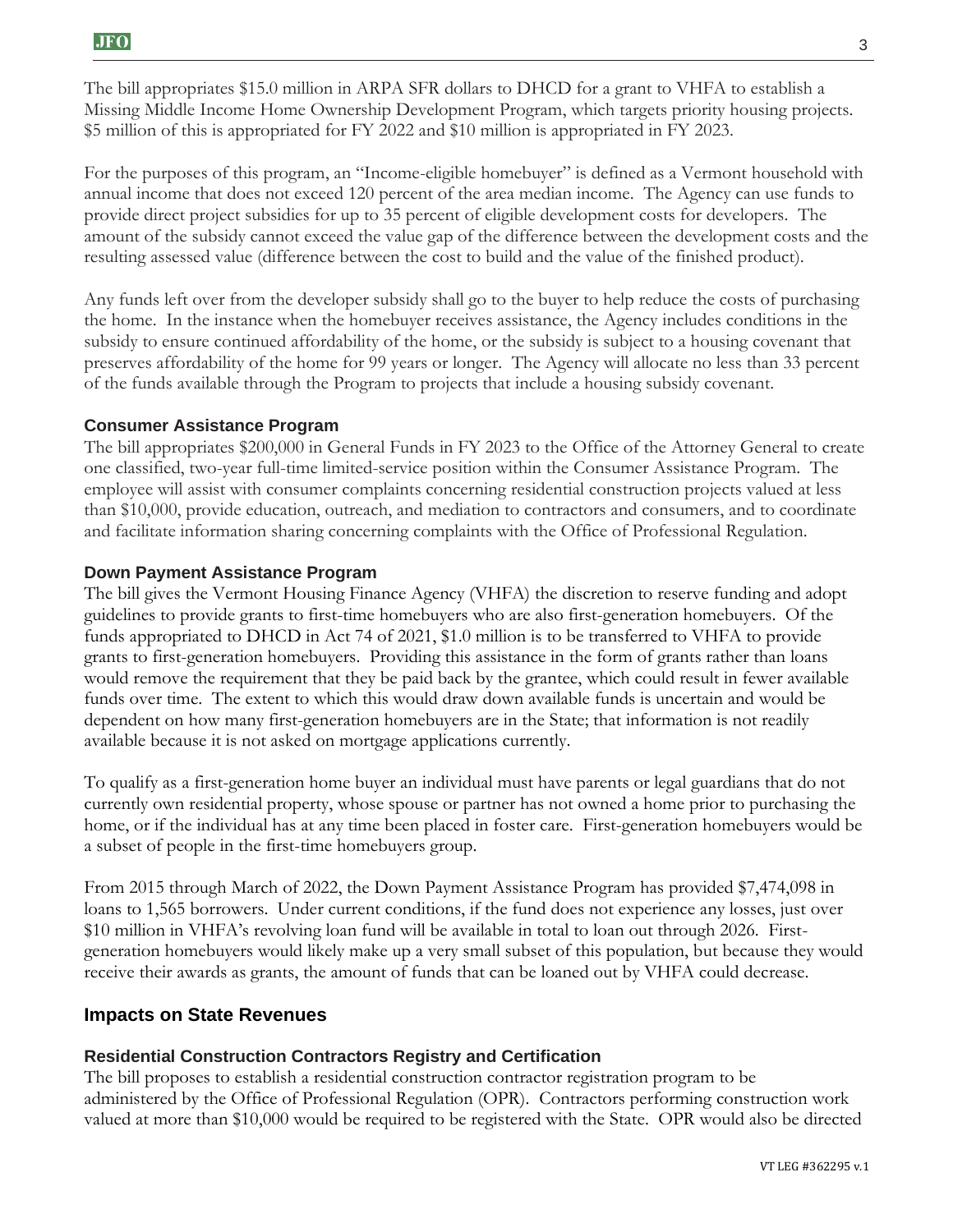The bill appropriates $15.0 million in ARPA SFR dollars to DHCD for a grant to VHFA to establish a Missing Middle Income Home Ownership Development Program, which targets priority housing projects. $5 million of this is appropriated for FY 2022 and $10 million is appropriated in FY 2023.

For the purposes of this program, an "Income-eligible homebuyer" is defined as a Vermont household with annual income that does not exceed 120 percent of the area median income. The Agency can use funds to provide direct project subsidies for up to 35 percent of eligible development costs for developers. The amount of the subsidy cannot exceed the value gap of the difference between the development costs and the resulting assessed value (difference between the cost to build and the value of the finished product).

Any funds left over from the developer subsidy shall go to the buyer to help reduce the costs of purchasing the home. In the instance when the homebuyer receives assistance, the Agency includes conditions in the subsidy to ensure continued affordability of the home, or the subsidy is subject to a housing covenant that preserves affordability of the home for 99 years or longer. The Agency will allocate no less than 33 percent of the funds available through the Program to projects that include a housing subsidy covenant.

### Consumer Assistance Program

The bill appropriates $200,000 in General Funds in FY 2023 to the Office of the Attorney General to create one classified, two-year full-time limited-service position within the Consumer Assistance Program. The employee will assist with consumer complaints concerning residential construction projects valued at less than $10,000, provide education, outreach, and mediation to contractors and consumers, and to coordinate and facilitate information sharing concerning complaints with the Office of Professional Regulation.

### Down Payment Assistance Program

The bill gives the Vermont Housing Finance Agency (VHFA) the discretion to reserve funding and adopt guidelines to provide grants to first-time homebuyers who are also first-generation homebuyers. Of the funds appropriated to DHCD in Act 74 of 2021, $1.0 million is to be transferred to VHFA to provide grants to first-generation homebuyers. Providing this assistance in the form of grants rather than loans would remove the requirement that they be paid back by the grantee, which could result in fewer available funds over time. The extent to which this would draw down available funds is uncertain and would be dependent on how many first-generation homebuyers are in the State; that information is not readily available because it is not asked on mortgage applications currently.

To qualify as a first-generation home buyer an individual must have parents or legal guardians that do not currently own residential property, whose spouse or partner has not owned a home prior to purchasing the home, or if the individual has at any time been placed in foster care. First-generation homebuyers would be a subset of people in the first-time homebuyers group.

From 2015 through March of 2022, the Down Payment Assistance Program has provided $7,474,098 in loans to 1,565 borrowers. Under current conditions, if the fund does not experience any losses, just over $10 million in VHFA's revolving loan fund will be available in total to loan out through 2026. First-generation homebuyers would likely make up a very small subset of this population, but because they would receive their awards as grants, the amount of funds that can be loaned out by VHFA could decrease.

## Impacts on State Revenues

### Residential Construction Contractors Registry and Certification

The bill proposes to establish a residential construction contractor registration program to be administered by the Office of Professional Regulation (OPR). Contractors performing construction work valued at more than $10,000 would be required to be registered with the State. OPR would also be directed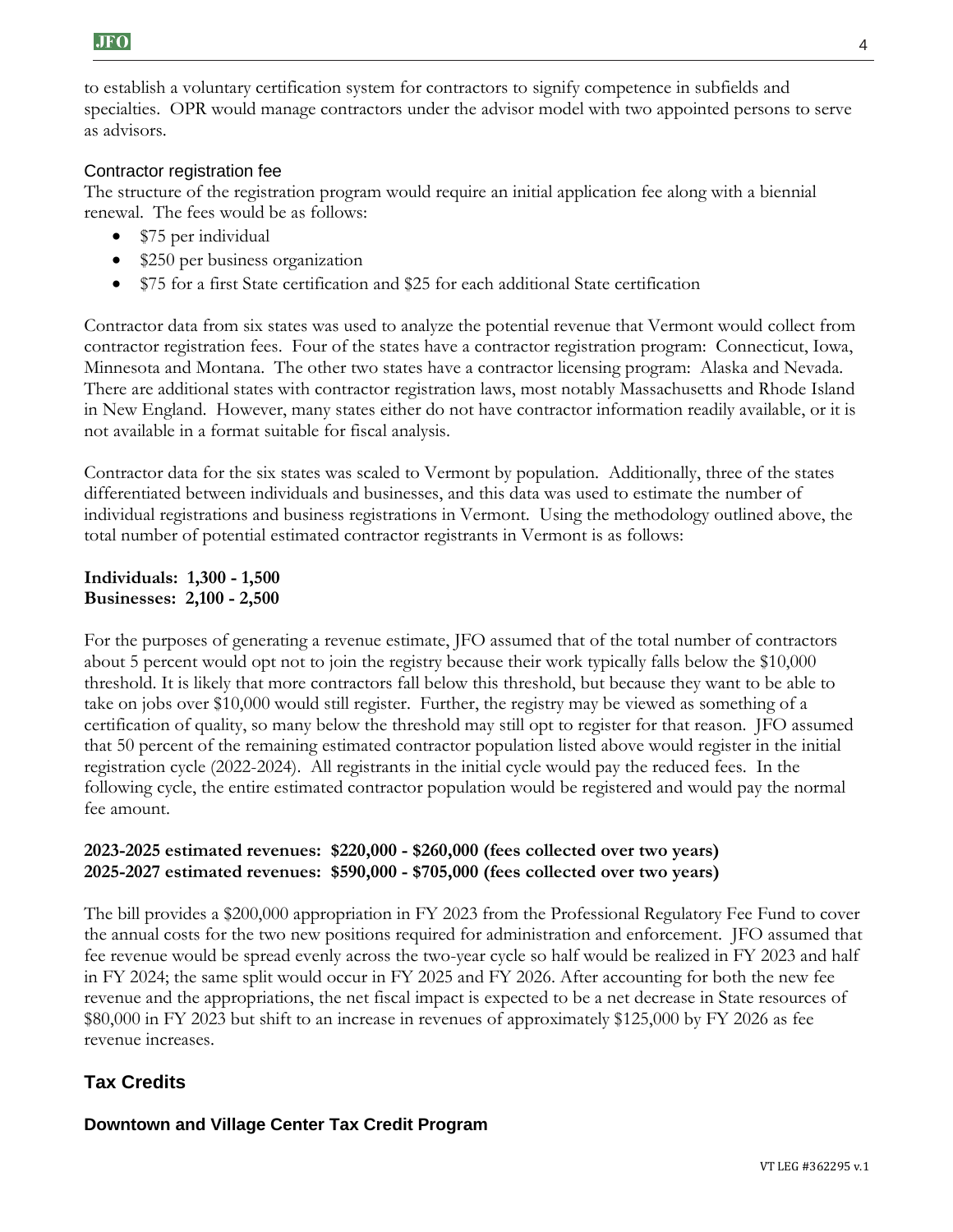to establish a voluntary certification system for contractors to signify competence in subfields and specialties. OPR would manage contractors under the advisor model with two appointed persons to serve as advisors.

### Contractor registration fee

The structure of the registration program would require an initial application fee along with a biennial renewal. The fees would be as follows:

- $75 per individual
- $250 per business organization
- $75 for a first State certification and $25 for each additional State certification

Contractor data from six states was used to analyze the potential revenue that Vermont would collect from contractor registration fees. Four of the states have a contractor registration program: Connecticut, Iowa, Minnesota and Montana. The other two states have a contractor licensing program: Alaska and Nevada. There are additional states with contractor registration laws, most notably Massachusetts and Rhode Island in New England. However, many states either do not have contractor information readily available, or it is not available in a format suitable for fiscal analysis.

Contractor data for the six states was scaled to Vermont by population. Additionally, three of the states differentiated between individuals and businesses, and this data was used to estimate the number of individual registrations and business registrations in Vermont. Using the methodology outlined above, the total number of potential estimated contractor registrants in Vermont is as follows:

**Individuals: 1,300 - 1,500**
**Businesses: 2,100 - 2,500**

For the purposes of generating a revenue estimate, JFO assumed that of the total number of contractors about 5 percent would opt not to join the registry because their work typically falls below the $10,000 threshold. It is likely that more contractors fall below this threshold, but because they want to be able to take on jobs over $10,000 would still register. Further, the registry may be viewed as something of a certification of quality, so many below the threshold may still opt to register for that reason. JFO assumed that 50 percent of the remaining estimated contractor population listed above would register in the initial registration cycle (2022-2024). All registrants in the initial cycle would pay the reduced fees. In the following cycle, the entire estimated contractor population would be registered and would pay the normal fee amount.

**2023-2025 estimated revenues: $220,000 - $260,000 (fees collected over two years)**
**2025-2027 estimated revenues: $590,000 - $705,000 (fees collected over two years)**

The bill provides a $200,000 appropriation in FY 2023 from the Professional Regulatory Fee Fund to cover the annual costs for the two new positions required for administration and enforcement. JFO assumed that fee revenue would be spread evenly across the two-year cycle so half would be realized in FY 2023 and half in FY 2024; the same split would occur in FY 2025 and FY 2026. After accounting for both the new fee revenue and the appropriations, the net fiscal impact is expected to be a net decrease in State resources of $80,000 in FY 2023 but shift to an increase in revenues of approximately $125,000 by FY 2026 as fee revenue increases.

## Tax Credits

### Downtown and Village Center Tax Credit Program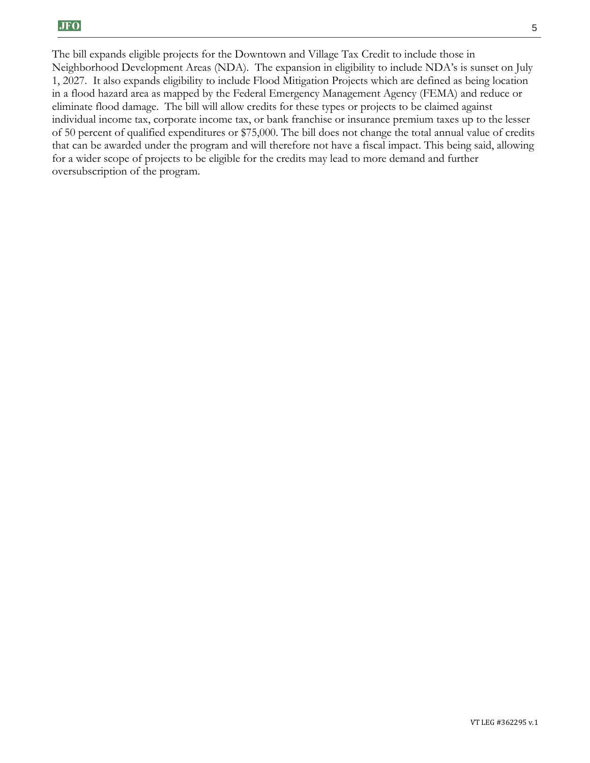The bill expands eligible projects for the Downtown and Village Tax Credit to include those in Neighborhood Development Areas (NDA). The expansion in eligibility to include NDA's is sunset on July 1, 2027. It also expands eligibility to include Flood Mitigation Projects which are defined as being location in a flood hazard area as mapped by the Federal Emergency Management Agency (FEMA) and reduce or eliminate flood damage. The bill will allow credits for these types or projects to be claimed against individual income tax, corporate income tax, or bank franchise or insurance premium taxes up to the lesser of 50 percent of qualified expenditures or $75,000. The bill does not change the total annual value of credits that can be awarded under the program and will therefore not have a fiscal impact. This being said, allowing for a wider scope of projects to be eligible for the credits may lead to more demand and further oversubscription of the program.

VT LEG #362295 v.1